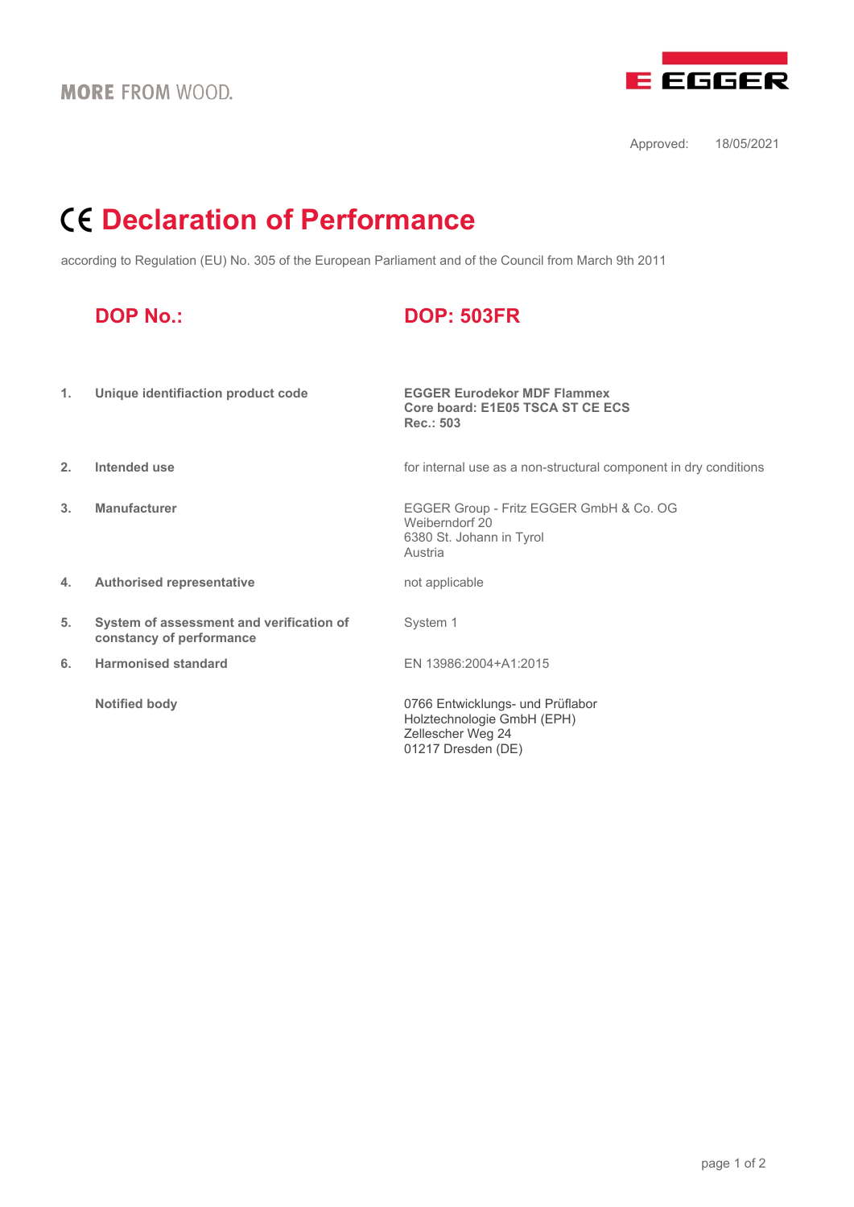MORE FROM WOOD.

EGGER

Approved: 18/05/2021

# CE Declaration of Performance

according to Regulation (EU) No. 305 of the European Parliament and of the Council from March 9th 2011

## DOP No.: DOP: 503FR

| | | |
|---|---|---|
| 1. | **Unique identifiaction product code** | **EGGER Eurodekor MDF Flammex**<br>**Core board: E1E05 TSCA ST CE ECS**<br>**Rec.: 503** |
| 2. | **Intended use** | for internal use as a non-structural component in dry conditions |
| 3. | **Manufacturer** | EGGER Group - Fritz EGGER GmbH & Co. OG<br>Weiberndorf 20<br>6380 St. Johann in Tyrol<br>Austria |
| 4. | **Authorised representative** | not applicable |
| 5. | **System of assessment and verification of constancy of performance** | System 1 |
| 6. | **Harmonised standard** | EN 13986:2004+A1:2015 |
| | **Notified body** | 0766 Entwicklungs- und Prüflabor<br>Holztechnologie GmbH (EPH)<br>Zellescher Weg 24<br>01217 Dresden (DE) |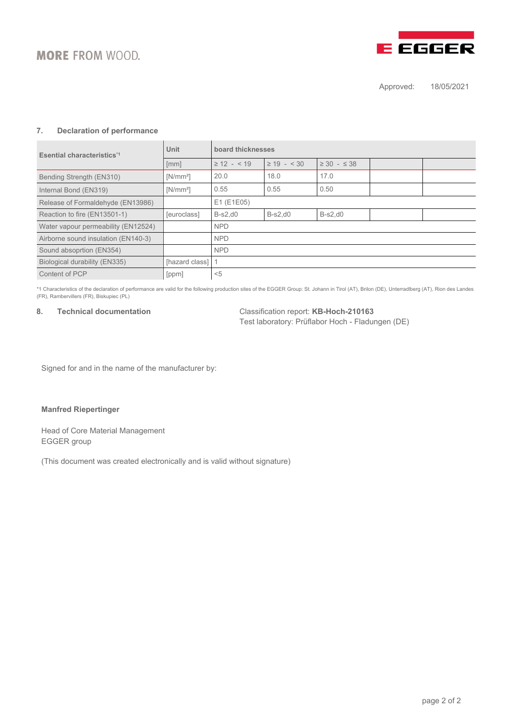MORE FROM WOOD.

Approved: 18/05/2021

## 7. Declaration of performance

| Esential characteristics[*1] | Unit | board thicknesses | | | | |
|---|---|---|---|---|---|---|
| | [mm] | ≥ 12 - < 19 | ≥ 19 - < 30 | ≥ 30 - ≤ 38 | | |
| Bending Strength (EN310) | [N/mm²] | 20.0 | 18.0 | 17.0 | | |
| Internal Bond (EN319) | [N/mm²] | 0.55 | 0.55 | 0.50 | | |
| Release of Formaldehyde (EN13986) | | E1 (E1E05) | | | | |
| Reaction to fire (EN13501-1) | [euroclass] | B-s2,d0 | B-s2,d0 | B-s2,d0 | | |
| Water vapour permeability (EN12524) | | NPD | | | | |
| Airborne sound insulation (EN140-3) | | NPD | | | | |
| Sound absoprtion (EN354) | | NPD | | | | |
| Biological durability (EN335) | [hazard class] | 1 | | | | |
| Content of PCP | [ppm] | <5 | | | | |

*1 Characteristics of the declaration of performance are valid for the following production sites of the EGGER Group: St. Johann in Tirol (AT), Brilon (DE), Unterradlberg (AT), Rion des Landes (FR), Rambervillers (FR), Biskupiec (PL)

## 8. Technical documentation

Classification report: **KB-Hoch-210163**
Test laboratory: Prüflabor Hoch - Fladungen (DE)

Signed for and in the name of the manufacturer by:

**Manfred Riepertinger**

Head of Core Material Management
EGGER group

(This document was created electronically and is valid without signature)